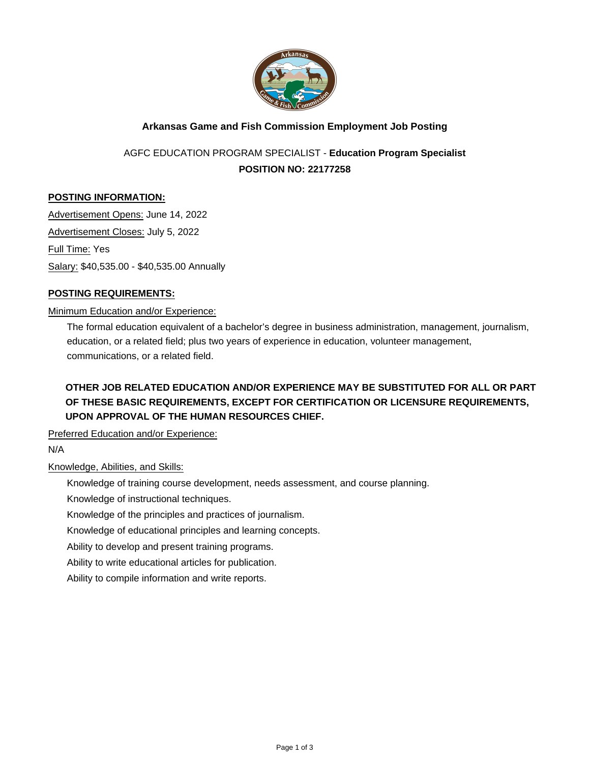## Arkansas Game and Fish Commission Employment Job Posting

AGFC EDUCATION PROGRAM SPECIALIST - **Education Program Specialist**

**POSITION NO: 22177258**

### POSTING INFORMATION:

Advertisement Opens: June 14, 2022

Advertisement Closes: July 5, 2022

Full Time: Yes

Salary: $40,535.00 - $40,535.00 Annually

### POSTING REQUIREMENTS:

Minimum Education and/or Experience:

The formal education equivalent of a bachelor's degree in business administration, management, journalism, education, or a related field; plus two years of experience in education, volunteer management, communications, or a related field.

**OTHER JOB RELATED EDUCATION AND/OR EXPERIENCE MAY BE SUBSTITUTED FOR ALL OR PART OF THESE BASIC REQUIREMENTS, EXCEPT FOR CERTIFICATION OR LICENSURE REQUIREMENTS, UPON APPROVAL OF THE HUMAN RESOURCES CHIEF.**

Preferred Education and/or Experience:

N/A

Knowledge, Abilities, and Skills:

Knowledge of training course development, needs assessment, and course planning.

Knowledge of instructional techniques.

Knowledge of the principles and practices of journalism.

Knowledge of educational principles and learning concepts.

Ability to develop and present training programs.

Ability to write educational articles for publication.

Ability to compile information and write reports.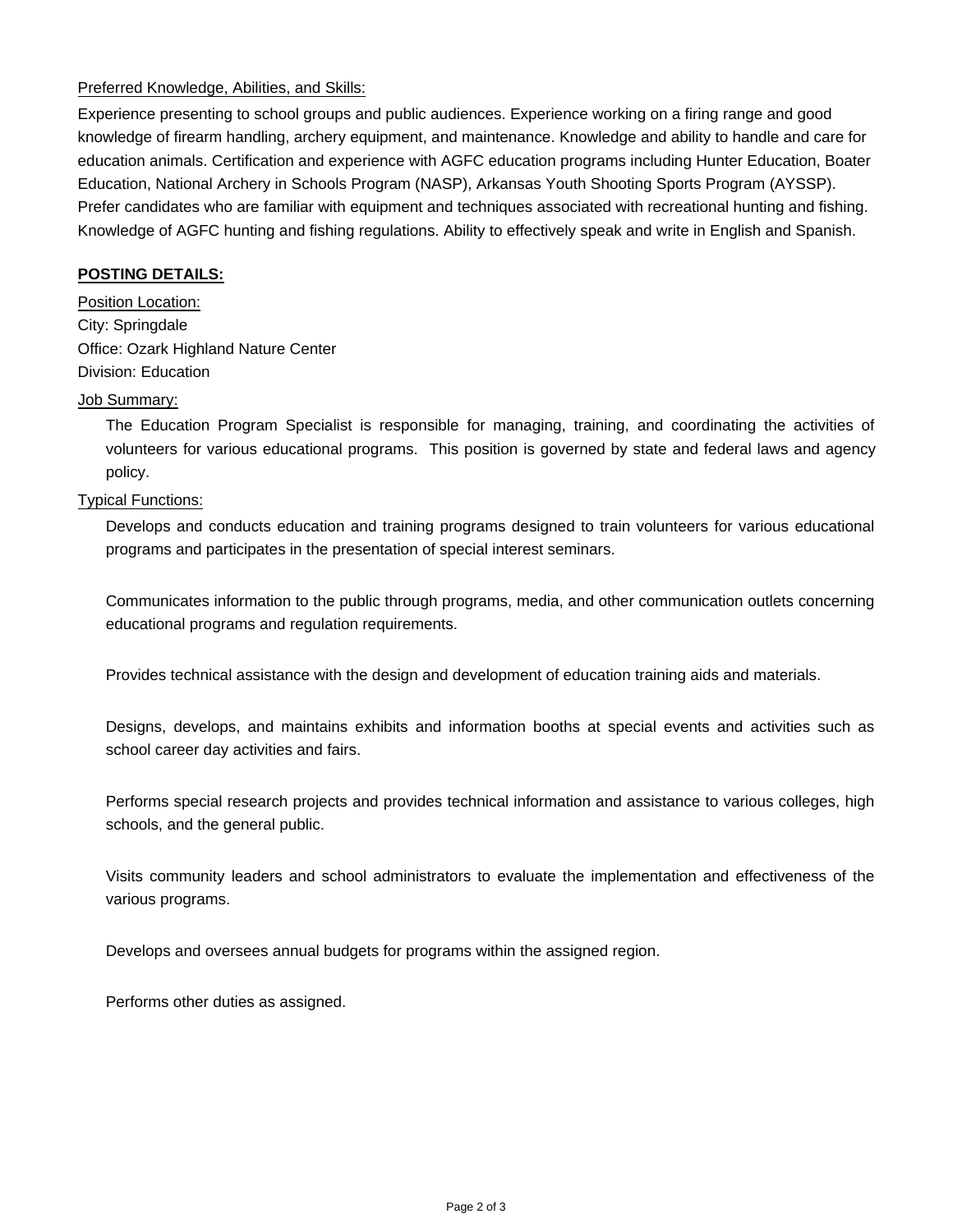Preferred Knowledge, Abilities, and Skills:

Experience presenting to school groups and public audiences. Experience working on a firing range and good knowledge of firearm handling, archery equipment, and maintenance. Knowledge and ability to handle and care for education animals. Certification and experience with AGFC education programs including Hunter Education, Boater Education, National Archery in Schools Program (NASP), Arkansas Youth Shooting Sports Program (AYSSP). Prefer candidates who are familiar with equipment and techniques associated with recreational hunting and fishing. Knowledge of AGFC hunting and fishing regulations. Ability to effectively speak and write in English and Spanish.

**POSTING DETAILS:**

Position Location:
City: Springdale
Office: Ozark Highland Nature Center
Division: Education

Job Summary:

The Education Program Specialist is responsible for managing, training, and coordinating the activities of volunteers for various educational programs. This position is governed by state and federal laws and agency policy.

Typical Functions:

Develops and conducts education and training programs designed to train volunteers for various educational programs and participates in the presentation of special interest seminars.

Communicates information to the public through programs, media, and other communication outlets concerning educational programs and regulation requirements.

Provides technical assistance with the design and development of education training aids and materials.

Designs, develops, and maintains exhibits and information booths at special events and activities such as school career day activities and fairs.

Performs special research projects and provides technical information and assistance to various colleges, high schools, and the general public.

Visits community leaders and school administrators to evaluate the implementation and effectiveness of the various programs.

Develops and oversees annual budgets for programs within the assigned region.

Performs other duties as assigned.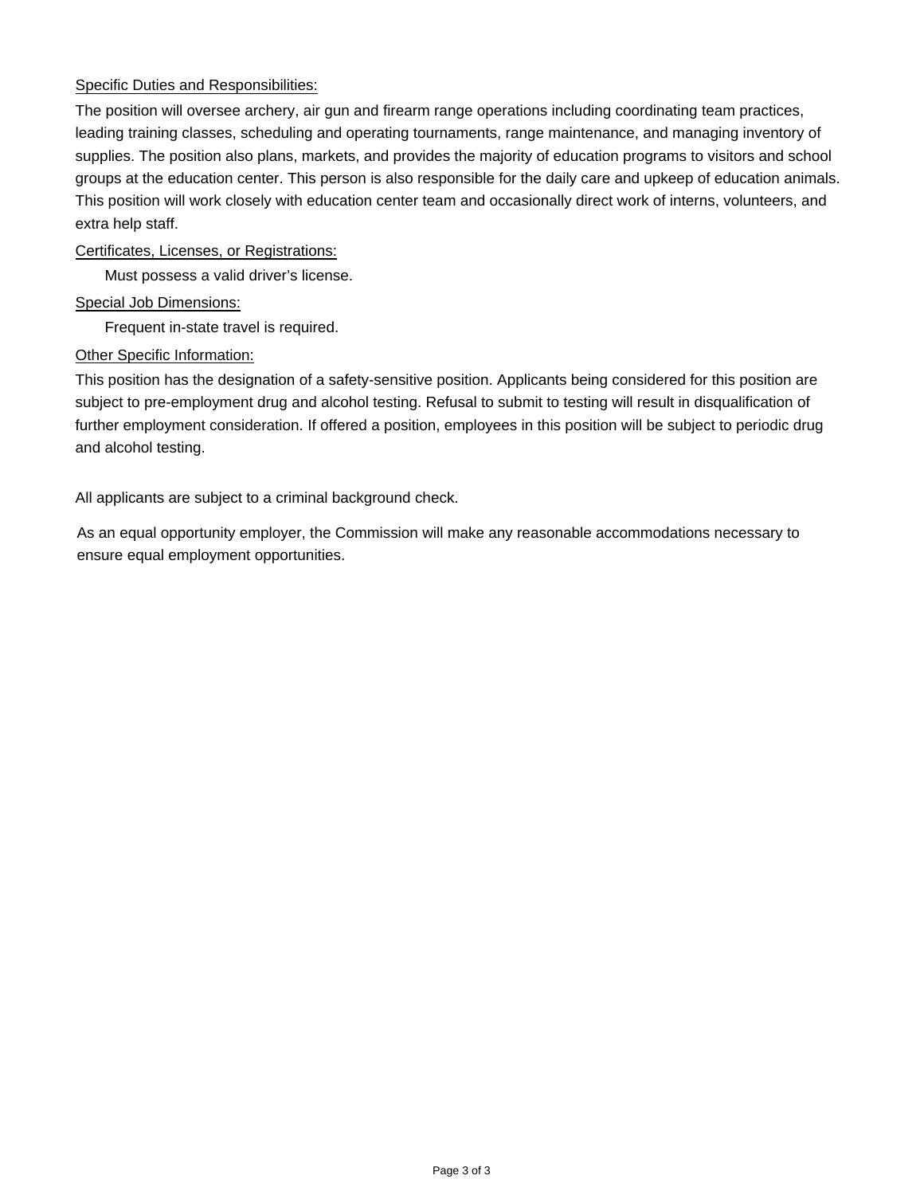<u>Specific Duties and Responsibilities:</u>

The position will oversee archery, air gun and firearm range operations including coordinating team practices, leading training classes, scheduling and operating tournaments, range maintenance, and managing inventory of supplies. The position also plans, markets, and provides the majority of education programs to visitors and school groups at the education center. This person is also responsible for the daily care and upkeep of education animals. This position will work closely with education center team and occasionally direct work of interns, volunteers, and extra help staff.

<u>Certificates, Licenses, or Registrations:</u>

Must possess a valid driver's license.

<u>Special Job Dimensions:</u>

Frequent in-state travel is required.

<u>Other Specific Information:</u>

This position has the designation of a safety-sensitive position. Applicants being considered for this position are subject to pre-employment drug and alcohol testing. Refusal to submit to testing will result in disqualification of further employment consideration. If offered a position, employees in this position will be subject to periodic drug and alcohol testing.

All applicants are subject to a criminal background check.

As an equal opportunity employer, the Commission will make any reasonable accommodations necessary to ensure equal employment opportunities.